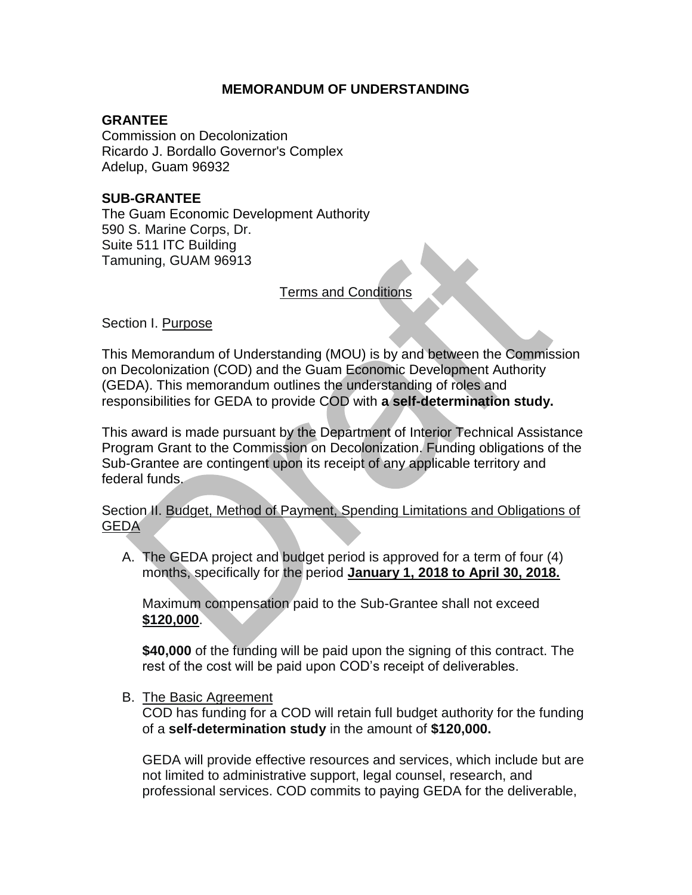# MEMORANDUM OF UNDERSTANDING

**GRANTEE**
Commission on Decolonization
Ricardo J. Bordallo Governor's Complex
Adelup, Guam 96932

**SUB-GRANTEE**
The Guam Economic Development Authority
590 S. Marine Corps, Dr.
Suite 511 ITC Building
Tamuning, GUAM 96913

Terms and Conditions

Section I. Purpose

This Memorandum of Understanding (MOU) is by and between the Commission on Decolonization (COD) and the Guam Economic Development Authority (GEDA). This memorandum outlines the understanding of roles and responsibilities for GEDA to provide COD with **a self-determination study.**

This award is made pursuant by the Department of Interior Technical Assistance Program Grant to the Commission on Decolonization. Funding obligations of the Sub-Grantee are contingent upon its receipt of any applicable territory and federal funds.

Section II. Budget, Method of Payment, Spending Limitations and Obligations of GEDA

A. The GEDA project and budget period is approved for a term of four (4) months, specifically for the period **January 1, 2018 to April 30, 2018.**

   Maximum compensation paid to the Sub-Grantee shall not exceed **$120,000**.

   **$40,000** of the funding will be paid upon the signing of this contract. The rest of the cost will be paid upon COD's receipt of deliverables.

B. The Basic Agreement
   COD has funding for a COD will retain full budget authority for the funding of a **self-determination study** in the amount of **$120,000.**

   GEDA will provide effective resources and services, which include but are not limited to administrative support, legal counsel, research, and professional services. COD commits to paying GEDA for the deliverable,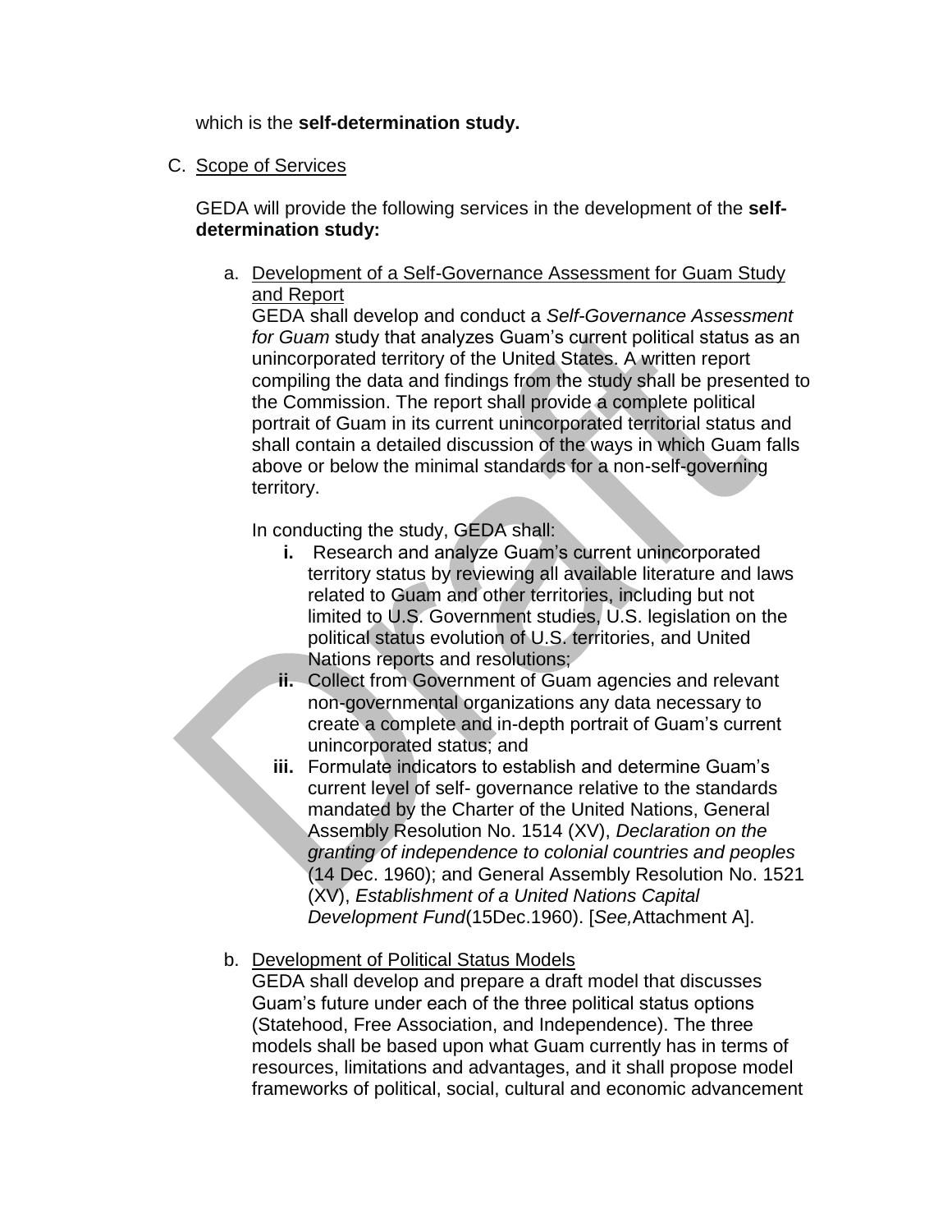which is the **self-determination study.**

C. Scope of Services

GEDA will provide the following services in the development of the **self-determination study:**

a. Development of a Self-Governance Assessment for Guam Study and Report

GEDA shall develop and conduct a *Self-Governance Assessment for Guam* study that analyzes Guam's current political status as an unincorporated territory of the United States. A written report compiling the data and findings from the study shall be presented to the Commission. The report shall provide a complete political portrait of Guam in its current unincorporated territorial status and shall contain a detailed discussion of the ways in which Guam falls above or below the minimal standards for a non-self-governing territory.

In conducting the study, GEDA shall:

**i.** Research and analyze Guam's current unincorporated territory status by reviewing all available literature and laws related to Guam and other territories, including but not limited to U.S. Government studies, U.S. legislation on the political status evolution of U.S. territories, and United Nations reports and resolutions;

**ii.** Collect from Government of Guam agencies and relevant non-governmental organizations any data necessary to create a complete and in-depth portrait of Guam's current unincorporated status; and

**iii.** Formulate indicators to establish and determine Guam's current level of self- governance relative to the standards mandated by the Charter of the United Nations, General Assembly Resolution No. 1514 (XV), *Declaration on the granting of independence to colonial countries and peoples* (14 Dec. 1960); and General Assembly Resolution No. 1521 (XV), *Establishment of a United Nations Capital Development Fund*(15Dec.1960). [*See,*Attachment A].

b. Development of Political Status Models

GEDA shall develop and prepare a draft model that discusses Guam's future under each of the three political status options (Statehood, Free Association, and Independence). The three models shall be based upon what Guam currently has in terms of resources, limitations and advantages, and it shall propose model frameworks of political, social, cultural and economic advancement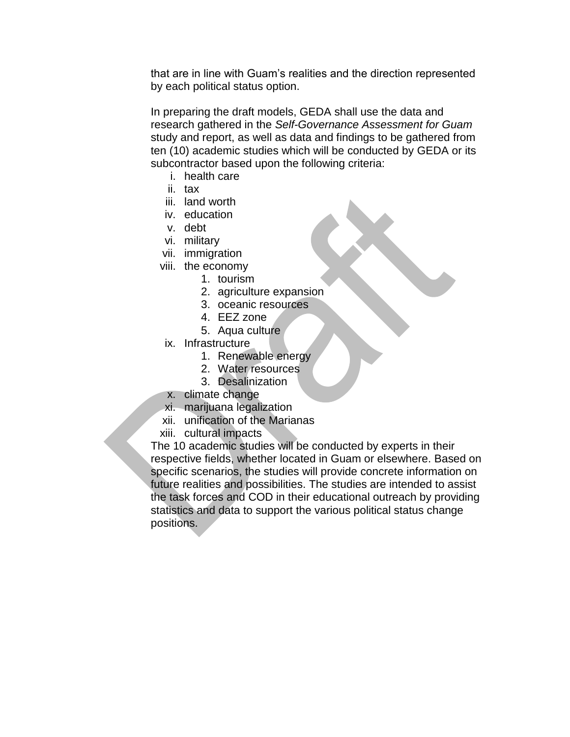that are in line with Guam's realities and the direction represented by each political status option.

In preparing the draft models, GEDA shall use the data and research gathered in the *Self-Governance Assessment for Guam* study and report, as well as data and findings to be gathered from ten (10) academic studies which will be conducted by GEDA or its subcontractor based upon the following criteria:

i. health care
ii. tax
iii. land worth
iv. education
v. debt
vi. military
vii. immigration
viii. the economy
    1. tourism
    2. agriculture expansion
    3. oceanic resources
    4. EEZ zone
    5. Aqua culture
ix. Infrastructure
    1. Renewable energy
    2. Water resources
    3. Desalinization
x. climate change
xi. marijuana legalization
xii. unification of the Marianas
xiii. cultural impacts

The 10 academic studies will be conducted by experts in their respective fields, whether located in Guam or elsewhere. Based on specific scenarios, the studies will provide concrete information on future realities and possibilities. The studies are intended to assist the task forces and COD in their educational outreach by providing statistics and data to support the various political status change positions.